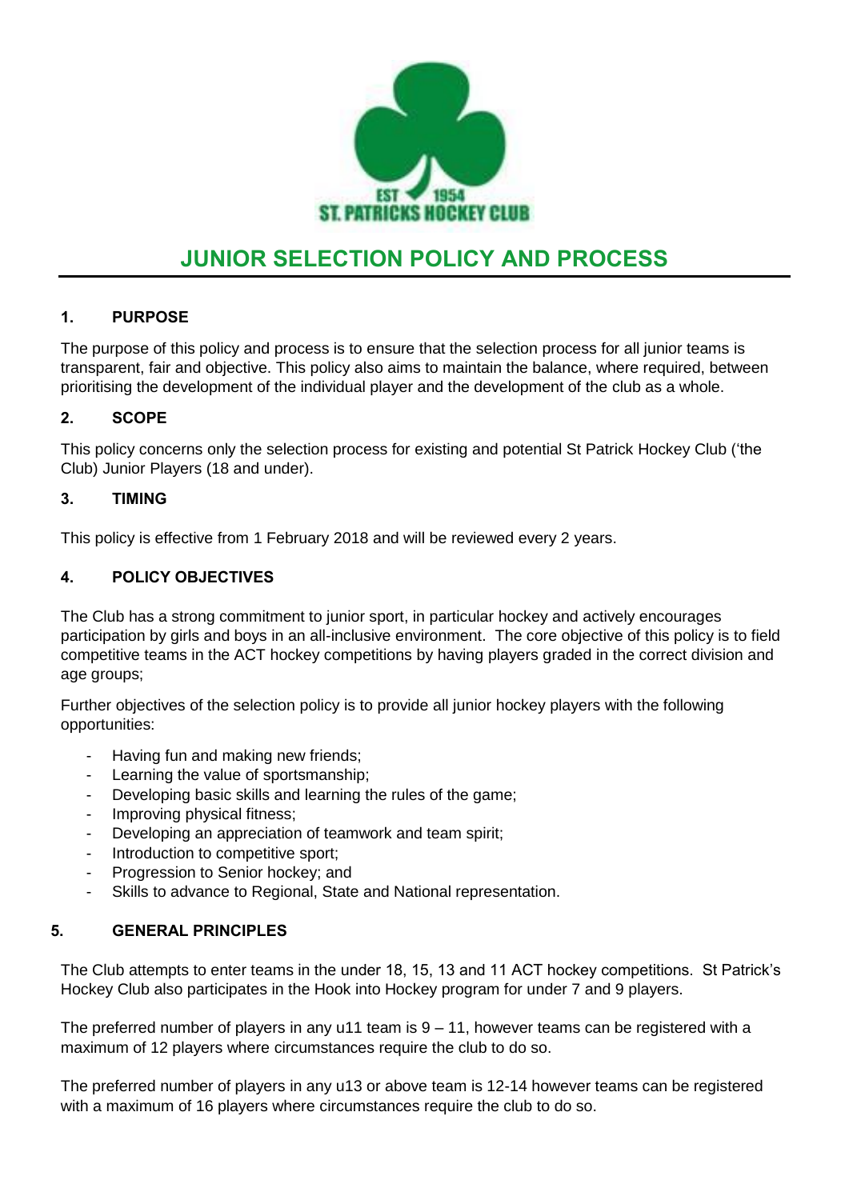EST 1954
ST. PATRICKS HOCKEY CLUB

# JUNIOR SELECTION POLICY AND PROCESS

## 1. PURPOSE

The purpose of this policy and process is to ensure that the selection process for all junior teams is transparent, fair and objective. This policy also aims to maintain the balance, where required, between prioritising the development of the individual player and the development of the club as a whole.

## 2. SCOPE

This policy concerns only the selection process for existing and potential St Patrick Hockey Club ('the Club) Junior Players (18 and under).

## 3. TIMING

This policy is effective from 1 February 2018 and will be reviewed every 2 years.

## 4. POLICY OBJECTIVES

The Club has a strong commitment to junior sport, in particular hockey and actively encourages participation by girls and boys in an all-inclusive environment. The core objective of this policy is to field competitive teams in the ACT hockey competitions by having players graded in the correct division and age groups;

Further objectives of the selection policy is to provide all junior hockey players with the following opportunities:

- Having fun and making new friends;
- Learning the value of sportsmanship;
- Developing basic skills and learning the rules of the game;
- Improving physical fitness;
- Developing an appreciation of teamwork and team spirit;
- Introduction to competitive sport;
- Progression to Senior hockey; and
- Skills to advance to Regional, State and National representation.

## 5. GENERAL PRINCIPLES

The Club attempts to enter teams in the under 18, 15, 13 and 11 ACT hockey competitions. St Patrick's Hockey Club also participates in the Hook into Hockey program for under 7 and 9 players.

The preferred number of players in any u11 team is 9 – 11, however teams can be registered with a maximum of 12 players where circumstances require the club to do so.

The preferred number of players in any u13 or above team is 12-14 however teams can be registered with a maximum of 16 players where circumstances require the club to do so.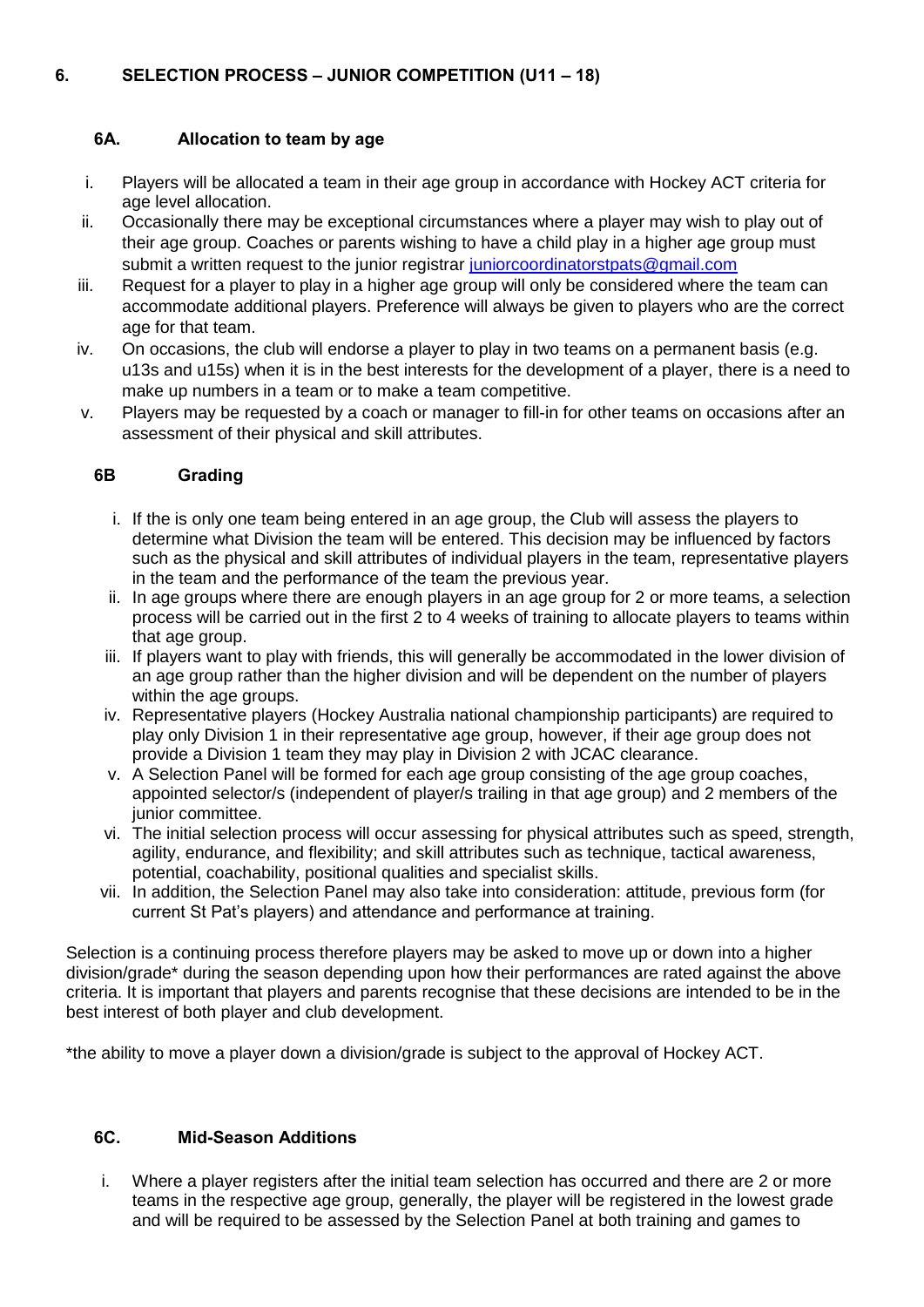## 6. SELECTION PROCESS – JUNIOR COMPETITION (U11 – 18)

### 6A. Allocation to team by age

i. Players will be allocated a team in their age group in accordance with Hockey ACT criteria for age level allocation.
ii. Occasionally there may be exceptional circumstances where a player may wish to play out of their age group. Coaches or parents wishing to have a child play in a higher age group must submit a written request to the junior registrar juniorcoordinatorstpats@gmail.com
iii. Request for a player to play in a higher age group will only be considered where the team can accommodate additional players. Preference will always be given to players who are the correct age for that team.
iv. On occasions, the club will endorse a player to play in two teams on a permanent basis (e.g. u13s and u15s) when it is in the best interests for the development of a player, there is a need to make up numbers in a team or to make a team competitive.
v. Players may be requested by a coach or manager to fill-in for other teams on occasions after an assessment of their physical and skill attributes.

### 6B Grading

i. If the is only one team being entered in an age group, the Club will assess the players to determine what Division the team will be entered. This decision may be influenced by factors such as the physical and skill attributes of individual players in the team, representative players in the team and the performance of the team the previous year.
ii. In age groups where there are enough players in an age group for 2 or more teams, a selection process will be carried out in the first 2 to 4 weeks of training to allocate players to teams within that age group.
iii. If players want to play with friends, this will generally be accommodated in the lower division of an age group rather than the higher division and will be dependent on the number of players within the age groups.
iv. Representative players (Hockey Australia national championship participants) are required to play only Division 1 in their representative age group, however, if their age group does not provide a Division 1 team they may play in Division 2 with JCAC clearance.
v. A Selection Panel will be formed for each age group consisting of the age group coaches, appointed selector/s (independent of player/s trailing in that age group) and 2 members of the junior committee.
vi. The initial selection process will occur assessing for physical attributes such as speed, strength, agility, endurance, and flexibility; and skill attributes such as technique, tactical awareness, potential, coachability, positional qualities and specialist skills.
vii. In addition, the Selection Panel may also take into consideration: attitude, previous form (for current St Pat's players) and attendance and performance at training.

Selection is a continuing process therefore players may be asked to move up or down into a higher division/grade* during the season depending upon how their performances are rated against the above criteria. It is important that players and parents recognise that these decisions are intended to be in the best interest of both player and club development.

*the ability to move a player down a division/grade is subject to the approval of Hockey ACT.

### 6C. Mid-Season Additions

i. Where a player registers after the initial team selection has occurred and there are 2 or more teams in the respective age group, generally, the player will be registered in the lowest grade and will be required to be assessed by the Selection Panel at both training and games to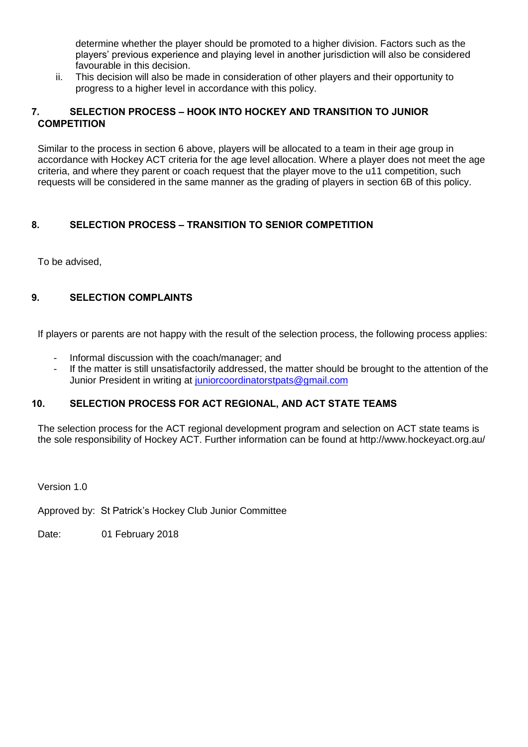determine whether the player should be promoted to a higher division. Factors such as the players' previous experience and playing level in another jurisdiction will also be considered favourable in this decision.

ii. This decision will also be made in consideration of other players and their opportunity to progress to a higher level in accordance with this policy.

## 7. SELECTION PROCESS – HOOK INTO HOCKEY AND TRANSITION TO JUNIOR COMPETITION

Similar to the process in section 6 above, players will be allocated to a team in their age group in accordance with Hockey ACT criteria for the age level allocation. Where a player does not meet the age criteria, and where they parent or coach request that the player move to the u11 competition, such requests will be considered in the same manner as the grading of players in section 6B of this policy.

## 8. SELECTION PROCESS – TRANSITION TO SENIOR COMPETITION

To be advised,

## 9. SELECTION COMPLAINTS

If players or parents are not happy with the result of the selection process, the following process applies:

- Informal discussion with the coach/manager; and
- If the matter is still unsatisfactorily addressed, the matter should be brought to the attention of the Junior President in writing at juniorcoordinatorstpats@gmail.com

## 10. SELECTION PROCESS FOR ACT REGIONAL, AND ACT STATE TEAMS

The selection process for the ACT regional development program and selection on ACT state teams is the sole responsibility of Hockey ACT. Further information can be found at http://www.hockeyact.org.au/

Version 1.0

Approved by: St Patrick's Hockey Club Junior Committee

Date: 01 February 2018